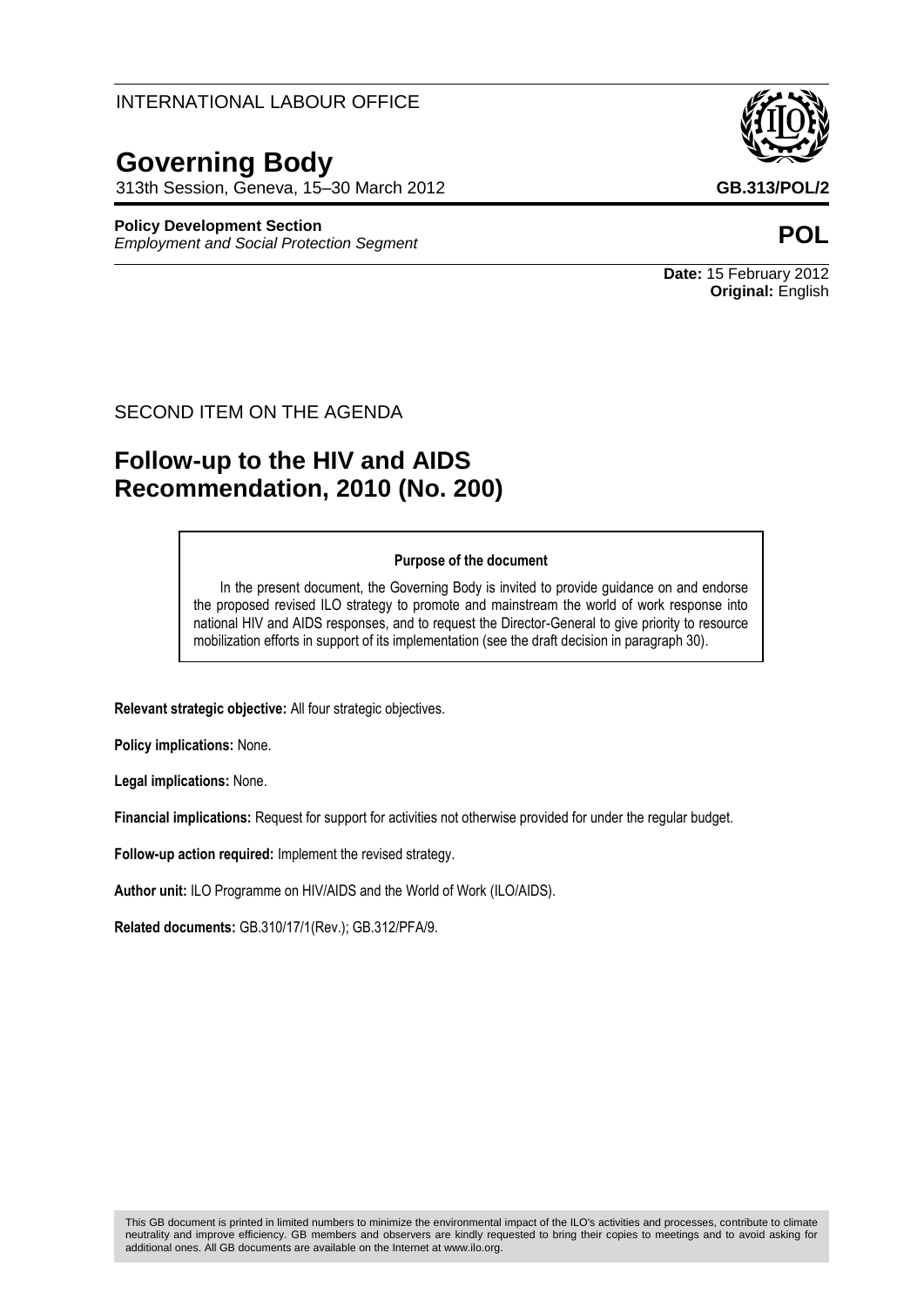INTERNATIONAL LABOUR OFFICE

# Governing Body

313th Session, Geneva, 15–30 March 2012

**GB.313/POL/2**

**Policy Development Section**
*Employment and Social Protection Segment*

**POL**

**Date:** 15 February 2012
**Original:** English

SECOND ITEM ON THE AGENDA

## Follow-up to the HIV and AIDS Recommendation, 2010 (No. 200)

**Purpose of the document**

In the present document, the Governing Body is invited to provide guidance on and endorse the proposed revised ILO strategy to promote and mainstream the world of work response into national HIV and AIDS responses, and to request the Director-General to give priority to resource mobilization efforts in support of its implementation (see the draft decision in paragraph 30).

**Relevant strategic objective:** All four strategic objectives.

**Policy implications:** None.

**Legal implications:** None.

**Financial implications:** Request for support for activities not otherwise provided for under the regular budget.

**Follow-up action required:** Implement the revised strategy.

**Author unit:** ILO Programme on HIV/AIDS and the World of Work (ILO/AIDS).

**Related documents:** GB.310/17/1(Rev.); GB.312/PFA/9.

This GB document is printed in limited numbers to minimize the environmental impact of the ILO's activities and processes, contribute to climate neutrality and improve efficiency. GB members and observers are kindly requested to bring their copies to meetings and to avoid asking for additional ones. All GB documents are available on the Internet at www.ilo.org.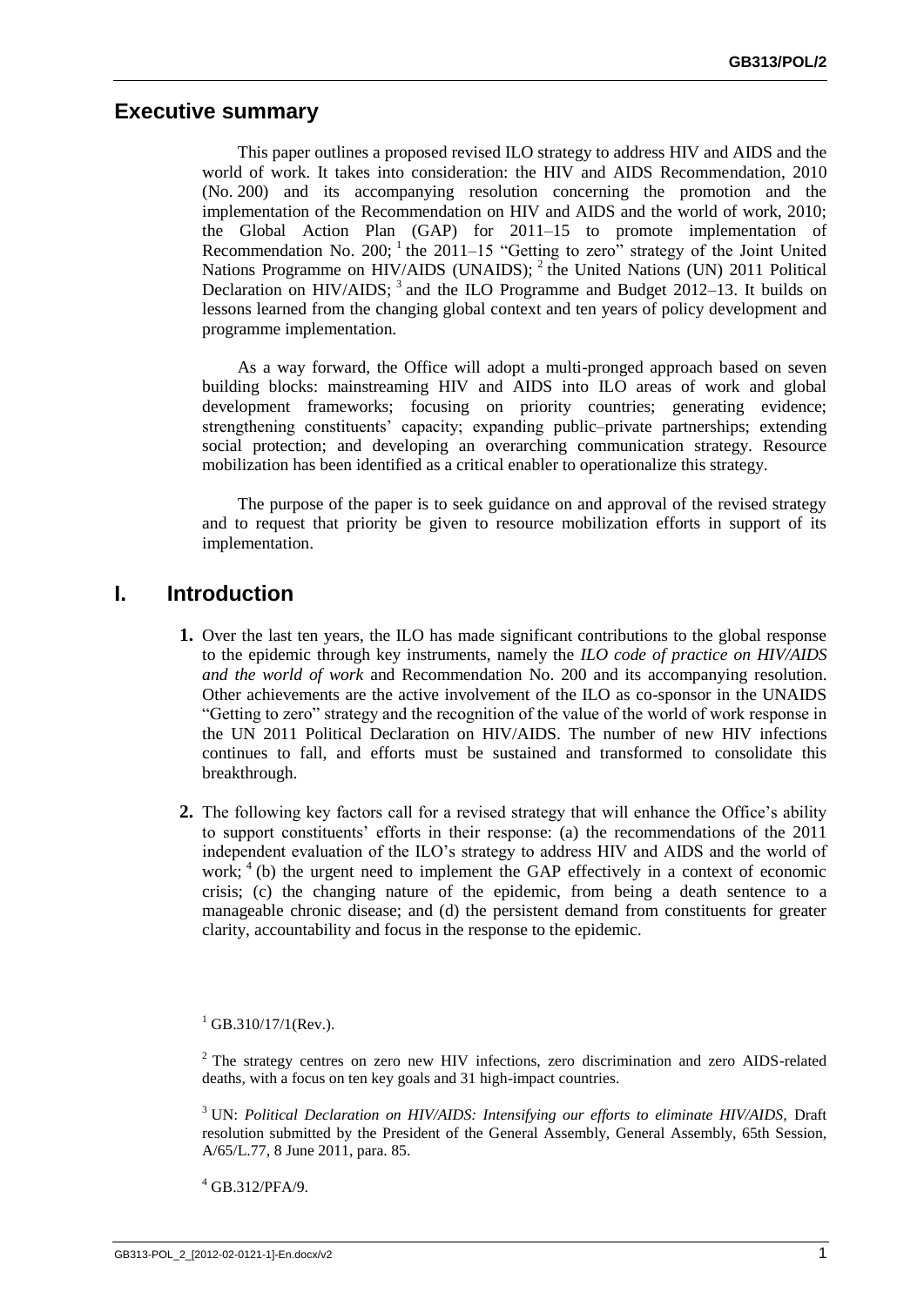## Executive summary

This paper outlines a proposed revised ILO strategy to address HIV and AIDS and the world of work. It takes into consideration: the HIV and AIDS Recommendation, 2010 (No. 200) and its accompanying resolution concerning the promotion and the implementation of the Recommendation on HIV and AIDS and the world of work, 2010; the Global Action Plan (GAP) for 2011–15 to promote implementation of Recommendation No. 200; [1] the 2011–15 "Getting to zero" strategy of the Joint United Nations Programme on HIV/AIDS (UNAIDS); [2] the United Nations (UN) 2011 Political Declaration on HIV/AIDS; [3] and the ILO Programme and Budget 2012–13. It builds on lessons learned from the changing global context and ten years of policy development and programme implementation.

As a way forward, the Office will adopt a multi-pronged approach based on seven building blocks: mainstreaming HIV and AIDS into ILO areas of work and global development frameworks; focusing on priority countries; generating evidence; strengthening constituents' capacity; expanding public–private partnerships; extending social protection; and developing an overarching communication strategy. Resource mobilization has been identified as a critical enabler to operationalize this strategy.

The purpose of the paper is to seek guidance on and approval of the revised strategy and to request that priority be given to resource mobilization efforts in support of its implementation.

## I. Introduction

**1.** Over the last ten years, the ILO has made significant contributions to the global response to the epidemic through key instruments, namely the *ILO code of practice on HIV/AIDS and the world of work* and Recommendation No. 200 and its accompanying resolution. Other achievements are the active involvement of the ILO as co-sponsor in the UNAIDS "Getting to zero" strategy and the recognition of the value of the world of work response in the UN 2011 Political Declaration on HIV/AIDS. The number of new HIV infections continues to fall, and efforts must be sustained and transformed to consolidate this breakthrough.

**2.** The following key factors call for a revised strategy that will enhance the Office's ability to support constituents' efforts in their response: (a) the recommendations of the 2011 independent evaluation of the ILO's strategy to address HIV and AIDS and the world of work; [4] (b) the urgent need to implement the GAP effectively in a context of economic crisis; (c) the changing nature of the epidemic, from being a death sentence to a manageable chronic disease; and (d) the persistent demand from constituents for greater clarity, accountability and focus in the response to the epidemic.

[1] GB.310/17/1(Rev.).

[2] The strategy centres on zero new HIV infections, zero discrimination and zero AIDS-related deaths, with a focus on ten key goals and 31 high-impact countries.

[3] UN: *Political Declaration on HIV/AIDS: Intensifying our efforts to eliminate HIV/AIDS*, Draft resolution submitted by the President of the General Assembly, General Assembly, 65th Session, A/65/L.77, 8 June 2011, para. 85.

[4] GB.312/PFA/9.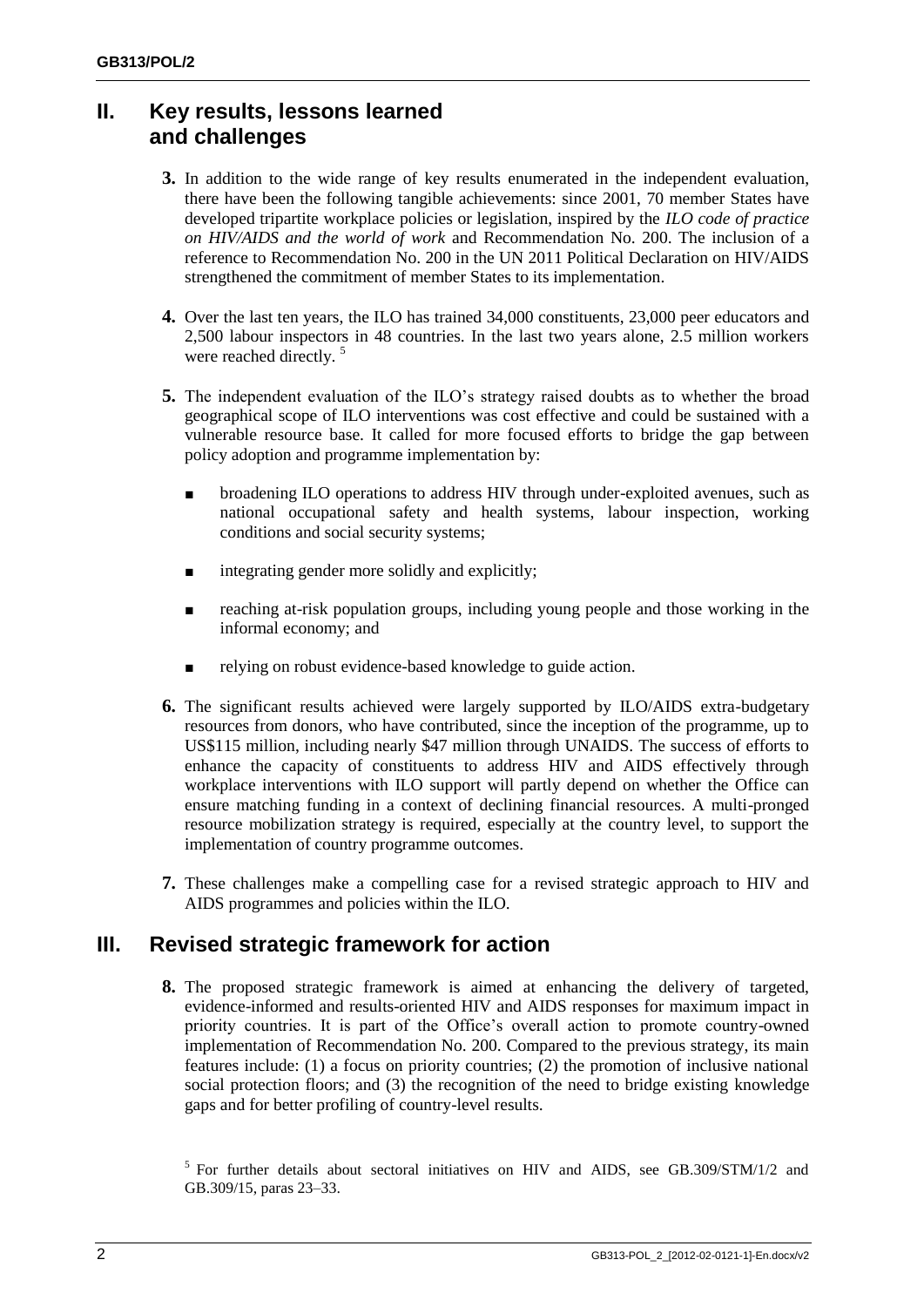## II. Key results, lessons learned and challenges

**3.** In addition to the wide range of key results enumerated in the independent evaluation, there have been the following tangible achievements: since 2001, 70 member States have developed tripartite workplace policies or legislation, inspired by the *ILO code of practice on HIV/AIDS and the world of work* and Recommendation No. 200. The inclusion of a reference to Recommendation No. 200 in the UN 2011 Political Declaration on HIV/AIDS strengthened the commitment of member States to its implementation.

**4.** Over the last ten years, the ILO has trained 34,000 constituents, 23,000 peer educators and 2,500 labour inspectors in 48 countries. In the last two years alone, 2.5 million workers were reached directly. [5]

**5.** The independent evaluation of the ILO's strategy raised doubts as to whether the broad geographical scope of ILO interventions was cost effective and could be sustained with a vulnerable resource base. It called for more focused efforts to bridge the gap between policy adoption and programme implementation by:

- broadening ILO operations to address HIV through under-exploited avenues, such as national occupational safety and health systems, labour inspection, working conditions and social security systems;
- integrating gender more solidly and explicitly;
- reaching at-risk population groups, including young people and those working in the informal economy; and
- relying on robust evidence-based knowledge to guide action.

**6.** The significant results achieved were largely supported by ILO/AIDS extra-budgetary resources from donors, who have contributed, since the inception of the programme, up to US$115 million, including nearly $47 million through UNAIDS. The success of efforts to enhance the capacity of constituents to address HIV and AIDS effectively through workplace interventions with ILO support will partly depend on whether the Office can ensure matching funding in a context of declining financial resources. A multi-pronged resource mobilization strategy is required, especially at the country level, to support the implementation of country programme outcomes.

**7.** These challenges make a compelling case for a revised strategic approach to HIV and AIDS programmes and policies within the ILO.

## III. Revised strategic framework for action

**8.** The proposed strategic framework is aimed at enhancing the delivery of targeted, evidence-informed and results-oriented HIV and AIDS responses for maximum impact in priority countries. It is part of the Office's overall action to promote country-owned implementation of Recommendation No. 200. Compared to the previous strategy, its main features include: (1) a focus on priority countries; (2) the promotion of inclusive national social protection floors; and (3) the recognition of the need to bridge existing knowledge gaps and for better profiling of country-level results.

[5] For further details about sectoral initiatives on HIV and AIDS, see GB.309/STM/1/2 and GB.309/15, paras 23–33.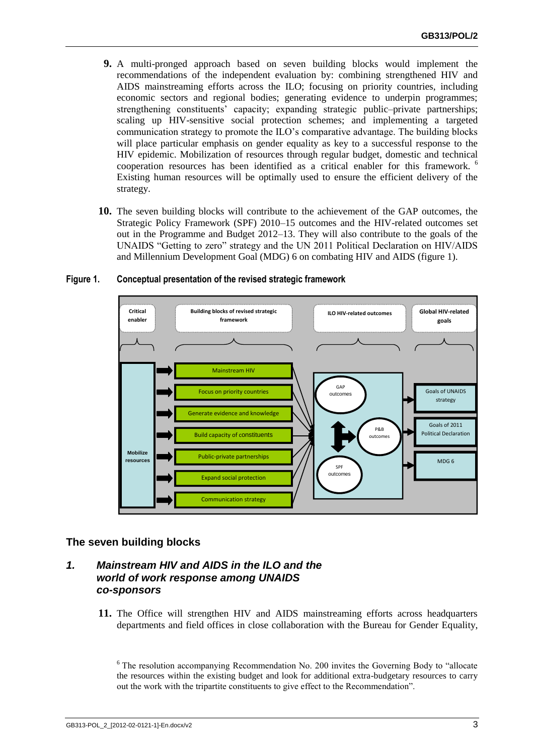**9.** A multi-pronged approach based on seven building blocks would implement the recommendations of the independent evaluation by: combining strengthened HIV and AIDS mainstreaming efforts across the ILO; focusing on priority countries, including economic sectors and regional bodies; generating evidence to underpin programmes; strengthening constituents' capacity; expanding strategic public–private partnerships; scaling up HIV-sensitive social protection schemes; and implementing a targeted communication strategy to promote the ILO's comparative advantage. The building blocks will place particular emphasis on gender equality as key to a successful response to the HIV epidemic. Mobilization of resources through regular budget, domestic and technical cooperation resources has been identified as a critical enabler for this framework. [6] Existing human resources will be optimally used to ensure the efficient delivery of the strategy.

**10.** The seven building blocks will contribute to the achievement of the GAP outcomes, the Strategic Policy Framework (SPF) 2010–15 outcomes and the HIV-related outcomes set out in the Programme and Budget 2012–13. They will also contribute to the goals of the UNAIDS "Getting to zero" strategy and the UN 2011 Political Declaration on HIV/AIDS and Millennium Development Goal (MDG) 6 on combating HIV and AIDS (figure 1).

**Figure 1. Conceptual presentation of the revised strategic framework**

## The seven building blocks

### *1. Mainstream HIV and AIDS in the ILO and the world of work response among UNAIDS co-sponsors*

**11.** The Office will strengthen HIV and AIDS mainstreaming efforts across headquarters departments and field offices in close collaboration with the Bureau for Gender Equality,

---

[6] The resolution accompanying Recommendation No. 200 invites the Governing Body to "allocate the resources within the existing budget and look for additional extra-budgetary resources to carry out the work with the tripartite constituents to give effect to the Recommendation".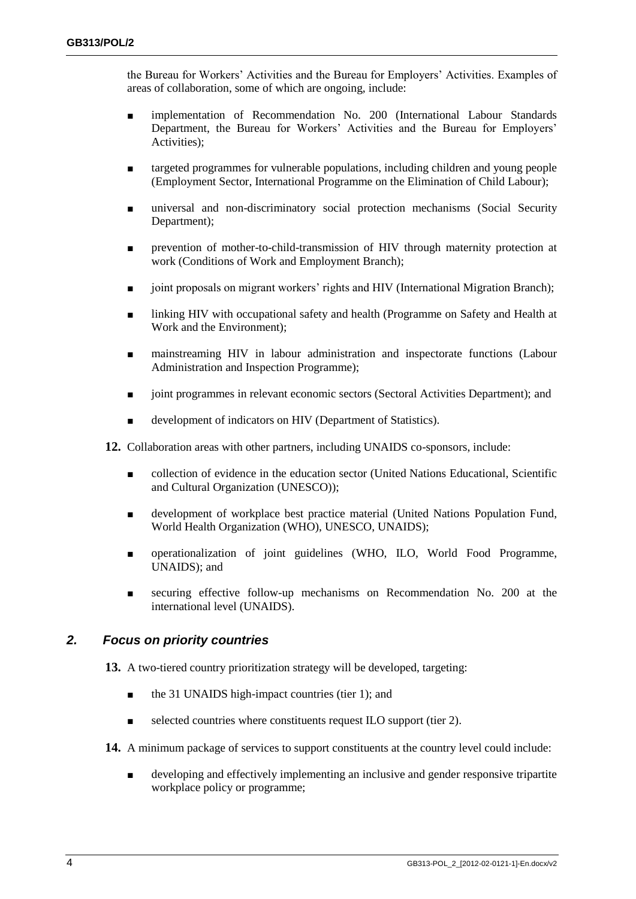the Bureau for Workers' Activities and the Bureau for Employers' Activities. Examples of areas of collaboration, some of which are ongoing, include:

- implementation of Recommendation No. 200 (International Labour Standards Department, the Bureau for Workers' Activities and the Bureau for Employers' Activities);
- targeted programmes for vulnerable populations, including children and young people (Employment Sector, International Programme on the Elimination of Child Labour);
- universal and non-discriminatory social protection mechanisms (Social Security Department);
- prevention of mother-to-child-transmission of HIV through maternity protection at work (Conditions of Work and Employment Branch);
- joint proposals on migrant workers' rights and HIV (International Migration Branch);
- linking HIV with occupational safety and health (Programme on Safety and Health at Work and the Environment);
- mainstreaming HIV in labour administration and inspectorate functions (Labour Administration and Inspection Programme);
- joint programmes in relevant economic sectors (Sectoral Activities Department); and
- development of indicators on HIV (Department of Statistics).

**12.** Collaboration areas with other partners, including UNAIDS co-sponsors, include:

- collection of evidence in the education sector (United Nations Educational, Scientific and Cultural Organization (UNESCO));
- development of workplace best practice material (United Nations Population Fund, World Health Organization (WHO), UNESCO, UNAIDS);
- operationalization of joint guidelines (WHO, ILO, World Food Programme, UNAIDS); and
- securing effective follow-up mechanisms on Recommendation No. 200 at the international level (UNAIDS).

### *2. Focus on priority countries*

**13.** A two-tiered country prioritization strategy will be developed, targeting:

- the 31 UNAIDS high-impact countries (tier 1); and
- selected countries where constituents request ILO support (tier 2).

**14.** A minimum package of services to support constituents at the country level could include:

- developing and effectively implementing an inclusive and gender responsive tripartite workplace policy or programme;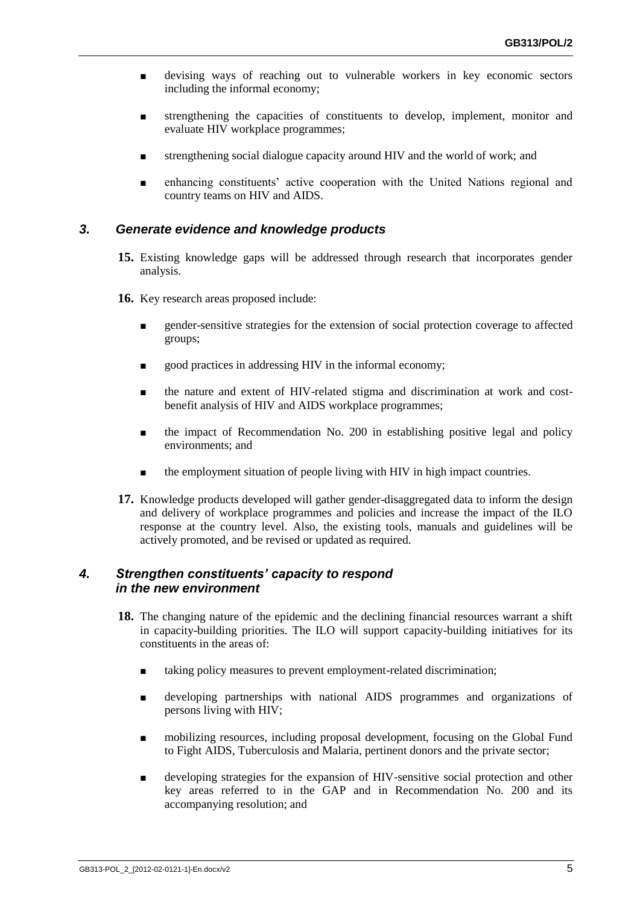- devising ways of reaching out to vulnerable workers in key economic sectors including the informal economy;
- strengthening the capacities of constituents to develop, implement, monitor and evaluate HIV workplace programmes;
- strengthening social dialogue capacity around HIV and the world of work; and
- enhancing constituents' active cooperation with the United Nations regional and country teams on HIV and AIDS.

### *3. Generate evidence and knowledge products*

**15.** Existing knowledge gaps will be addressed through research that incorporates gender analysis.

**16.** Key research areas proposed include:

- gender-sensitive strategies for the extension of social protection coverage to affected groups;
- good practices in addressing HIV in the informal economy;
- the nature and extent of HIV-related stigma and discrimination at work and cost-benefit analysis of HIV and AIDS workplace programmes;
- the impact of Recommendation No. 200 in establishing positive legal and policy environments; and
- the employment situation of people living with HIV in high impact countries.

**17.** Knowledge products developed will gather gender-disaggregated data to inform the design and delivery of workplace programmes and policies and increase the impact of the ILO response at the country level. Also, the existing tools, manuals and guidelines will be actively promoted, and be revised or updated as required.

### *4. Strengthen constituents' capacity to respond in the new environment*

**18.** The changing nature of the epidemic and the declining financial resources warrant a shift in capacity-building priorities. The ILO will support capacity-building initiatives for its constituents in the areas of:

- taking policy measures to prevent employment-related discrimination;
- developing partnerships with national AIDS programmes and organizations of persons living with HIV;
- mobilizing resources, including proposal development, focusing on the Global Fund to Fight AIDS, Tuberculosis and Malaria, pertinent donors and the private sector;
- developing strategies for the expansion of HIV-sensitive social protection and other key areas referred to in the GAP and in Recommendation No. 200 and its accompanying resolution; and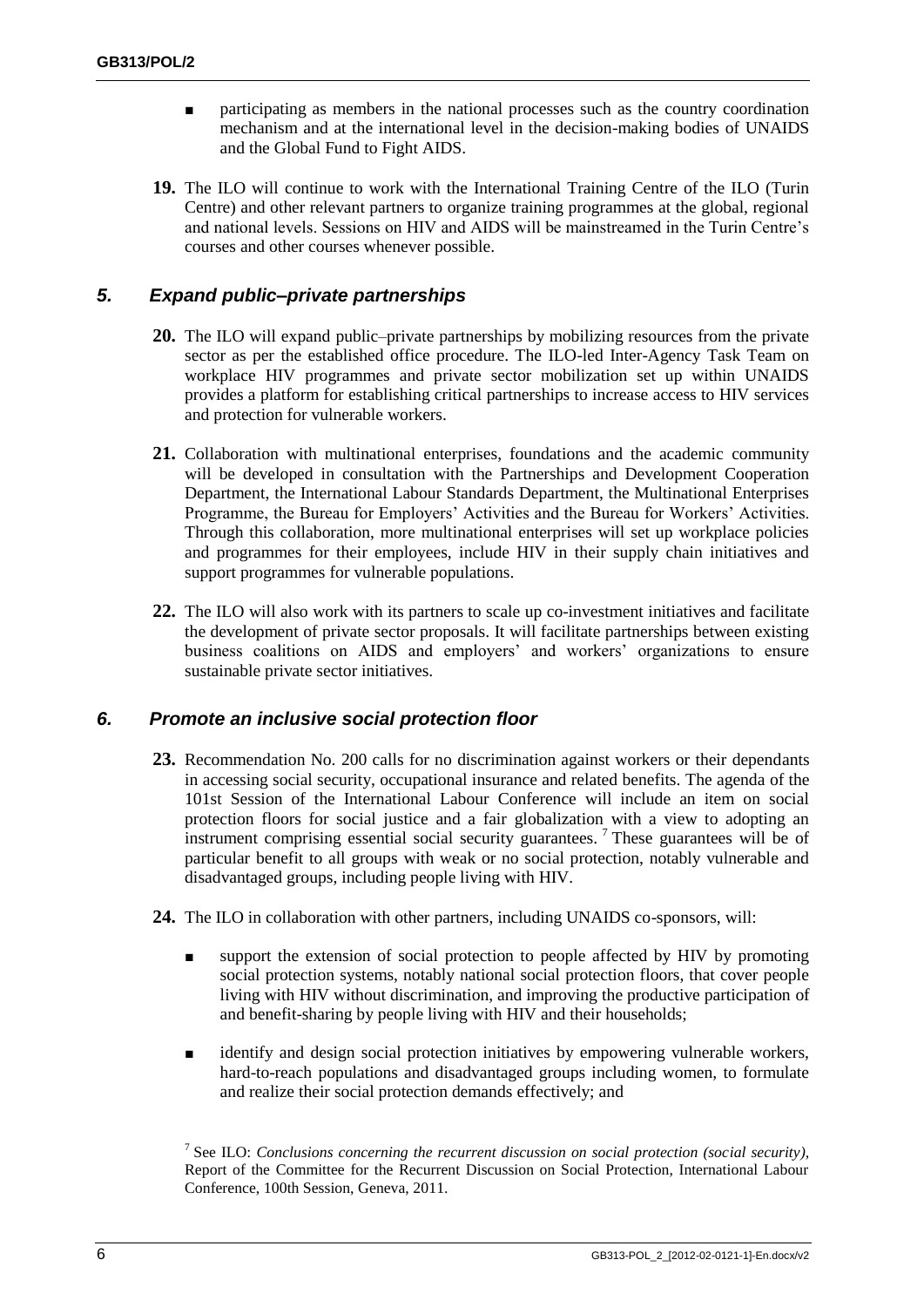- participating as members in the national processes such as the country coordination mechanism and at the international level in the decision-making bodies of UNAIDS and the Global Fund to Fight AIDS.

**19.** The ILO will continue to work with the International Training Centre of the ILO (Turin Centre) and other relevant partners to organize training programmes at the global, regional and national levels. Sessions on HIV and AIDS will be mainstreamed in the Turin Centre's courses and other courses whenever possible.

## *5. Expand public–private partnerships*

**20.** The ILO will expand public–private partnerships by mobilizing resources from the private sector as per the established office procedure. The ILO-led Inter-Agency Task Team on workplace HIV programmes and private sector mobilization set up within UNAIDS provides a platform for establishing critical partnerships to increase access to HIV services and protection for vulnerable workers.

**21.** Collaboration with multinational enterprises, foundations and the academic community will be developed in consultation with the Partnerships and Development Cooperation Department, the International Labour Standards Department, the Multinational Enterprises Programme, the Bureau for Employers' Activities and the Bureau for Workers' Activities. Through this collaboration, more multinational enterprises will set up workplace policies and programmes for their employees, include HIV in their supply chain initiatives and support programmes for vulnerable populations.

**22.** The ILO will also work with its partners to scale up co-investment initiatives and facilitate the development of private sector proposals. It will facilitate partnerships between existing business coalitions on AIDS and employers' and workers' organizations to ensure sustainable private sector initiatives.

## *6. Promote an inclusive social protection floor*

**23.** Recommendation No. 200 calls for no discrimination against workers or their dependants in accessing social security, occupational insurance and related benefits. The agenda of the 101st Session of the International Labour Conference will include an item on social protection floors for social justice and a fair globalization with a view to adopting an instrument comprising essential social security guarantees. [7] These guarantees will be of particular benefit to all groups with weak or no social protection, notably vulnerable and disadvantaged groups, including people living with HIV.

**24.** The ILO in collaboration with other partners, including UNAIDS co-sponsors, will:

- support the extension of social protection to people affected by HIV by promoting social protection systems, notably national social protection floors, that cover people living with HIV without discrimination, and improving the productive participation of and benefit-sharing by people living with HIV and their households;
- identify and design social protection initiatives by empowering vulnerable workers, hard-to-reach populations and disadvantaged groups including women, to formulate and realize their social protection demands effectively; and

[7] See ILO: *Conclusions concerning the recurrent discussion on social protection (social security)*, Report of the Committee for the Recurrent Discussion on Social Protection, International Labour Conference, 100th Session, Geneva, 2011.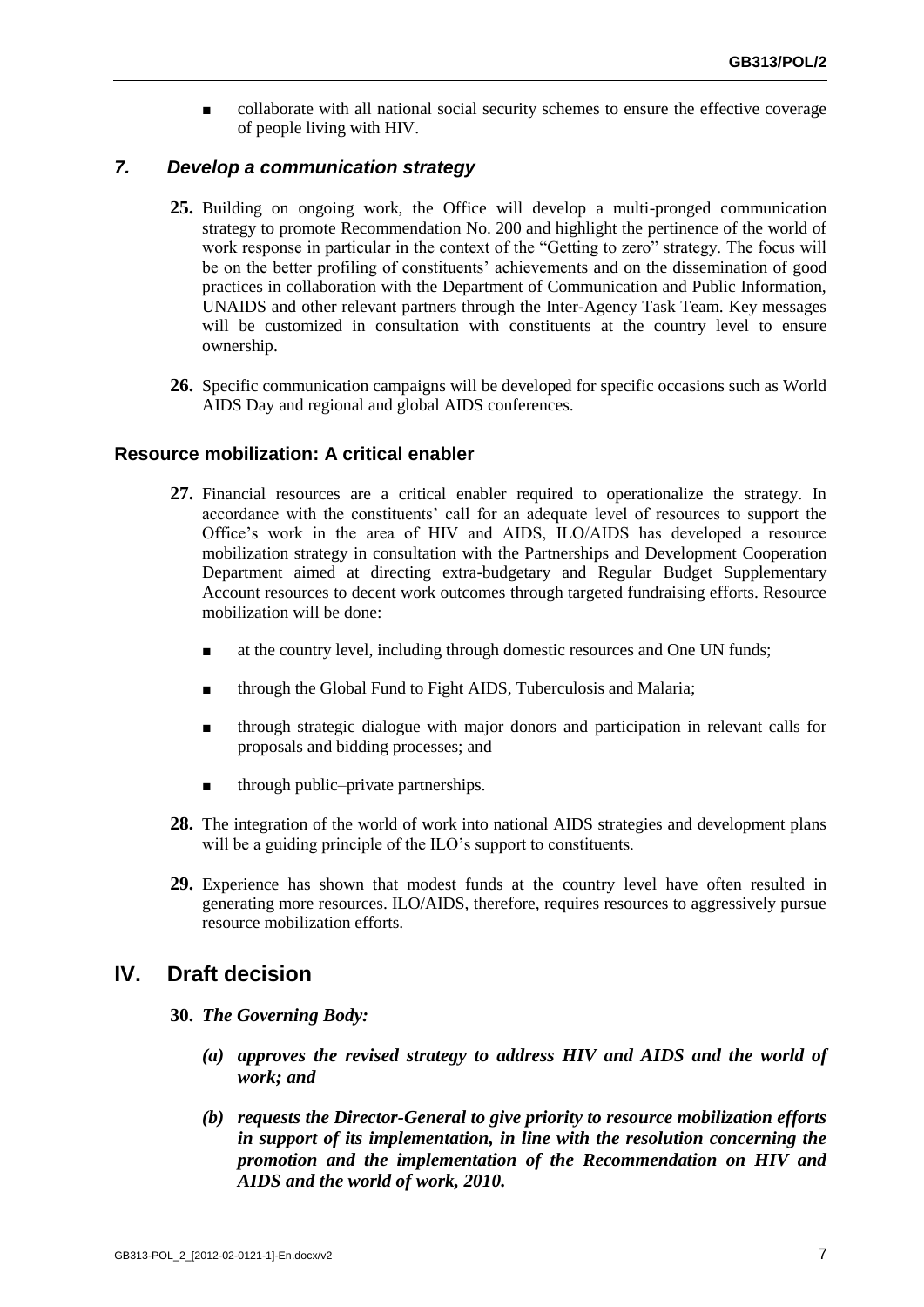- collaborate with all national social security schemes to ensure the effective coverage of people living with HIV.

### *7. Develop a communication strategy*

**25.** Building on ongoing work, the Office will develop a multi-pronged communication strategy to promote Recommendation No. 200 and highlight the pertinence of the world of work response in particular in the context of the "Getting to zero" strategy. The focus will be on the better profiling of constituents' achievements and on the dissemination of good practices in collaboration with the Department of Communication and Public Information, UNAIDS and other relevant partners through the Inter-Agency Task Team. Key messages will be customized in consultation with constituents at the country level to ensure ownership.

**26.** Specific communication campaigns will be developed for specific occasions such as World AIDS Day and regional and global AIDS conferences.

### Resource mobilization: A critical enabler

**27.** Financial resources are a critical enabler required to operationalize the strategy. In accordance with the constituents' call for an adequate level of resources to support the Office's work in the area of HIV and AIDS, ILO/AIDS has developed a resource mobilization strategy in consultation with the Partnerships and Development Cooperation Department aimed at directing extra-budgetary and Regular Budget Supplementary Account resources to decent work outcomes through targeted fundraising efforts. Resource mobilization will be done:

- at the country level, including through domestic resources and One UN funds;
- through the Global Fund to Fight AIDS, Tuberculosis and Malaria;
- through strategic dialogue with major donors and participation in relevant calls for proposals and bidding processes; and
- through public–private partnerships.

**28.** The integration of the world of work into national AIDS strategies and development plans will be a guiding principle of the ILO's support to constituents.

**29.** Experience has shown that modest funds at the country level have often resulted in generating more resources. ILO/AIDS, therefore, requires resources to aggressively pursue resource mobilization efforts.

## IV. Draft decision

**30.** ***The Governing Body:***

*(a)* ***approves the revised strategy to address HIV and AIDS and the world of work; and***

*(b)* ***requests the Director-General to give priority to resource mobilization efforts in support of its implementation, in line with the resolution concerning the promotion and the implementation of the Recommendation on HIV and AIDS and the world of work, 2010.***